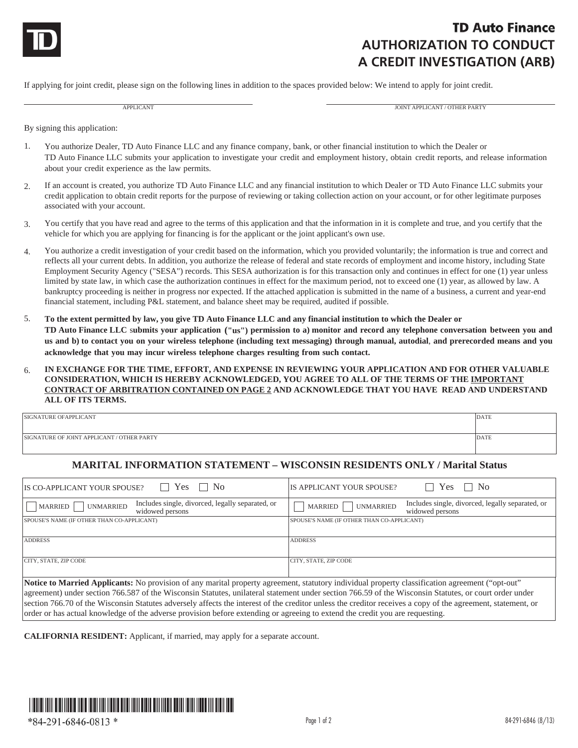# TD Auto Finance
## AUTHORIZATION TO CONDUCT A CREDIT INVESTIGATION (ARB)

If applying for joint credit, please sign on the following lines in addition to the spaces provided below: We intend to apply for joint credit.

| APPLICANT | JOINT APPLICANT / OTHER PARTY |
|---|---|
| | |

By signing this application:

1. You authorize Dealer, TD Auto Finance LLC and any finance company, bank, or other financial institution to which the Dealer or TD Auto Finance LLC submits your application to investigate your credit and employment history, obtain credit reports, and release information about your credit experience as the law permits.

2. If an account is created, you authorize TD Auto Finance LLC and any financial institution to which Dealer or TD Auto Finance LLC submits your credit application to obtain credit reports for the purpose of reviewing or taking collection action on your account, or for other legitimate purposes associated with your account.

3. You certify that you have read and agree to the terms of this application and that the information in it is complete and true, and you certify that the vehicle for which you are applying for financing is for the applicant or the joint applicant's own use.

4. You authorize a credit investigation of your credit based on the information, which you provided voluntarily; the information is true and correct and reflects all your current debts. In addition, you authorize the release of federal and state records of employment and income history, including State Employment Security Agency ("SESA") records. This SESA authorization is for this transaction only and continues in effect for one (1) year unless limited by state law, in which case the authorization continues in effect for the maximum period, not to exceed one (1) year, as allowed by law. A bankruptcy proceeding is neither in progress nor expected. If the attached application is submitted in the name of a business, a current and year-end financial statement, including P&L statement, and balance sheet may be required, audited if possible.

5. **To the extent permitted by law, you give TD Auto Finance LLC and any financial institution to which the Dealer or TD Auto Finance LLC submits your application ("us") permission to a) monitor and record any telephone conversation between you and us and b) to contact you on your wireless telephone (including text messaging) through manual, autodial, and prerecorded means and you acknowledge that you may incur wireless telephone charges resulting from such contact.**

6. **IN EXCHANGE FOR THE TIME, EFFORT, AND EXPENSE IN REVIEWING YOUR APPLICATION AND FOR OTHER VALUABLE CONSIDERATION, WHICH IS HEREBY ACKNOWLEDGED, YOU AGREE TO ALL OF THE TERMS OF THE <u>IMPORTANT CONTRACT OF ARBITRATION CONTAINED ON PAGE 2</u> AND ACKNOWLEDGE THAT YOU HAVE READ AND UNDERSTAND ALL OF ITS TERMS.**

| SIGNATURE OFAPPLICANT | DATE |
|---|---|
| SIGNATURE OF JOINT APPLICANT / OTHER PARTY | DATE |

### MARITAL INFORMATION STATEMENT – WISCONSIN RESIDENTS ONLY / Marital Status

| | |
|---|---|
| IS CO-APPLICANT YOUR SPOUSE? ☐ Yes ☐ No | IS APPLICANT YOUR SPOUSE? ☐ Yes ☐ No |
| ☐ MARRIED ☐ UNMARRIED Includes single, divorced, legally separated, or widowed persons | ☐ MARRIED ☐ UNMARRIED Includes single, divorced, legally separated, or widowed persons |
| SPOUSE'S NAME (IF OTHER THAN CO-APPLICANT) | SPOUSE'S NAME (IF OTHER THAN CO-APPLICANT) |
| ADDRESS | ADDRESS |
| CITY, STATE, ZIP CODE | CITY, STATE, ZIP CODE |

**Notice to Married Applicants:** No provision of any marital property agreement, statutory individual property classification agreement ("opt-out" agreement) under section 766.587 of the Wisconsin Statutes, unilateral statement under section 766.59 of the Wisconsin Statutes, or court order under section 766.70 of the Wisconsin Statutes adversely affects the interest of the creditor unless the creditor receives a copy of the agreement, statement, or order or has actual knowledge of the adverse provision before extending or agreeing to extend the credit you are requesting.

**CALIFORNIA RESIDENT:** Applicant, if married, may apply for a separate account.

*84-291-6846-0813 *

84-291-6846 (8/13)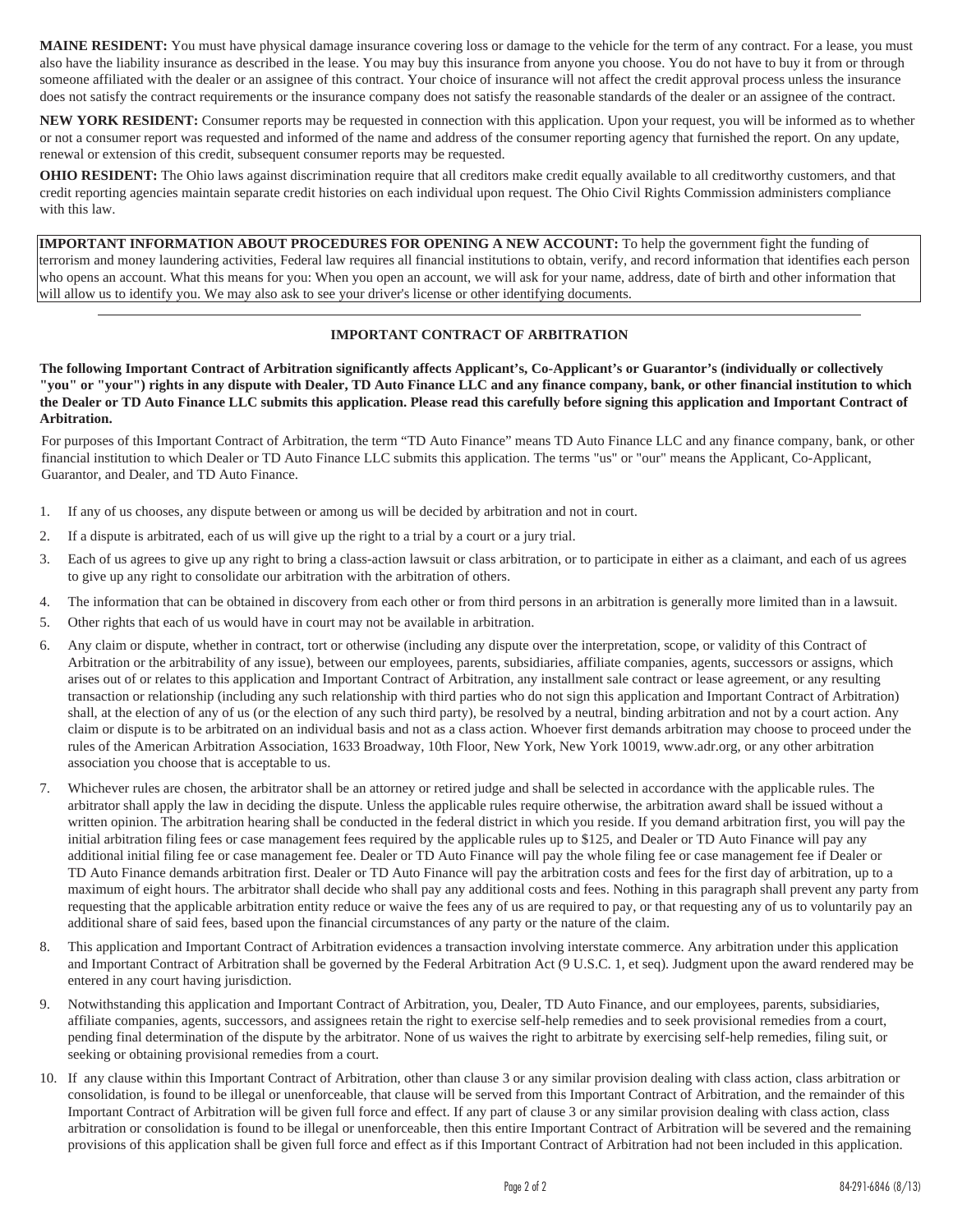**MAINE RESIDENT:** You must have physical damage insurance covering loss or damage to the vehicle for the term of any contract. For a lease, you must also have the liability insurance as described in the lease. You may buy this insurance from anyone you choose. You do not have to buy it from or through someone affiliated with the dealer or an assignee of this contract. Your choice of insurance will not affect the credit approval process unless the insurance does not satisfy the contract requirements or the insurance company does not satisfy the reasonable standards of the dealer or an assignee of the contract.

**NEW YORK RESIDENT:** Consumer reports may be requested in connection with this application. Upon your request, you will be informed as to whether or not a consumer report was requested and informed of the name and address of the consumer reporting agency that furnished the report. On any update, renewal or extension of this credit, subsequent consumer reports may be requested.

**OHIO RESIDENT:** The Ohio laws against discrimination require that all creditors make credit equally available to all creditworthy customers, and that credit reporting agencies maintain separate credit histories on each individual upon request. The Ohio Civil Rights Commission administers compliance with this law.

**IMPORTANT INFORMATION ABOUT PROCEDURES FOR OPENING A NEW ACCOUNT:** To help the government fight the funding of terrorism and money laundering activities, Federal law requires all financial institutions to obtain, verify, and record information that identifies each person who opens an account. What this means for you: When you open an account, we will ask for your name, address, date of birth and other information that will allow us to identify you. We may also ask to see your driver's license or other identifying documents.

## IMPORTANT CONTRACT OF ARBITRATION

**The following Important Contract of Arbitration significantly affects Applicant's, Co-Applicant's or Guarantor's (individually or collectively "you" or "your") rights in any dispute with Dealer, TD Auto Finance LLC and any finance company, bank, or other financial institution to which the Dealer or TD Auto Finance LLC submits this application. Please read this carefully before signing this application and Important Contract of Arbitration.**

For purposes of this Important Contract of Arbitration, the term "TD Auto Finance" means TD Auto Finance LLC and any finance company, bank, or other financial institution to which Dealer or TD Auto Finance LLC submits this application. The terms "us" or "our" means the Applicant, Co-Applicant, Guarantor, and Dealer, and TD Auto Finance.

1. If any of us chooses, any dispute between or among us will be decided by arbitration and not in court.
2. If a dispute is arbitrated, each of us will give up the right to a trial by a court or a jury trial.
3. Each of us agrees to give up any right to bring a class-action lawsuit or class arbitration, or to participate in either as a claimant, and each of us agrees to give up any right to consolidate our arbitration with the arbitration of others.
4. The information that can be obtained in discovery from each other or from third persons in an arbitration is generally more limited than in a lawsuit.
5. Other rights that each of us would have in court may not be available in arbitration.
6. Any claim or dispute, whether in contract, tort or otherwise (including any dispute over the interpretation, scope, or validity of this Contract of Arbitration or the arbitrability of any issue), between our employees, parents, subsidiaries, affiliate companies, agents, successors or assigns, which arises out of or relates to this application and Important Contract of Arbitration, any installment sale contract or lease agreement, or any resulting transaction or relationship (including any such relationship with third parties who do not sign this application and Important Contract of Arbitration) shall, at the election of any of us (or the election of any such third party), be resolved by a neutral, binding arbitration and not by a court action. Any claim or dispute is to be arbitrated on an individual basis and not as a class action. Whoever first demands arbitration may choose to proceed under the rules of the American Arbitration Association, 1633 Broadway, 10th Floor, New York, New York 10019, www.adr.org, or any other arbitration association you choose that is acceptable to us.
7. Whichever rules are chosen, the arbitrator shall be an attorney or retired judge and shall be selected in accordance with the applicable rules. The arbitrator shall apply the law in deciding the dispute. Unless the applicable rules require otherwise, the arbitration award shall be issued without a written opinion. The arbitration hearing shall be conducted in the federal district in which you reside. If you demand arbitration first, you will pay the initial arbitration filing fees or case management fees required by the applicable rules up to $125, and Dealer or TD Auto Finance will pay any additional initial filing fee or case management fee. Dealer or TD Auto Finance will pay the whole filing fee or case management fee if Dealer or TD Auto Finance demands arbitration first. Dealer or TD Auto Finance will pay the arbitration costs and fees for the first day of arbitration, up to a maximum of eight hours. The arbitrator shall decide who shall pay any additional costs and fees. Nothing in this paragraph shall prevent any party from requesting that the applicable arbitration entity reduce or waive the fees any of us are required to pay, or that requesting any of us to voluntarily pay an additional share of said fees, based upon the financial circumstances of any party or the nature of the claim.
8. This application and Important Contract of Arbitration evidences a transaction involving interstate commerce. Any arbitration under this application and Important Contract of Arbitration shall be governed by the Federal Arbitration Act (9 U.S.C. 1, et seq). Judgment upon the award rendered may be entered in any court having jurisdiction.
9. Notwithstanding this application and Important Contract of Arbitration, you, Dealer, TD Auto Finance, and our employees, parents, subsidiaries, affiliate companies, agents, successors, and assignees retain the right to exercise self-help remedies and to seek provisional remedies from a court, pending final determination of the dispute by the arbitrator. None of us waives the right to arbitrate by exercising self-help remedies, filing suit, or seeking or obtaining provisional remedies from a court.
10. If any clause within this Important Contract of Arbitration, other than clause 3 or any similar provision dealing with class action, class arbitration or consolidation, is found to be illegal or unenforceable, that clause will be served from this Important Contract of Arbitration, and the remainder of this Important Contract of Arbitration will be given full force and effect. If any part of clause 3 or any similar provision dealing with class action, class arbitration or consolidation is found to be illegal or unenforceable, then this entire Important Contract of Arbitration will be severed and the remaining provisions of this application shall be given full force and effect as if this Important Contract of Arbitration had not been included in this application.

84-291-6846 (8/13)